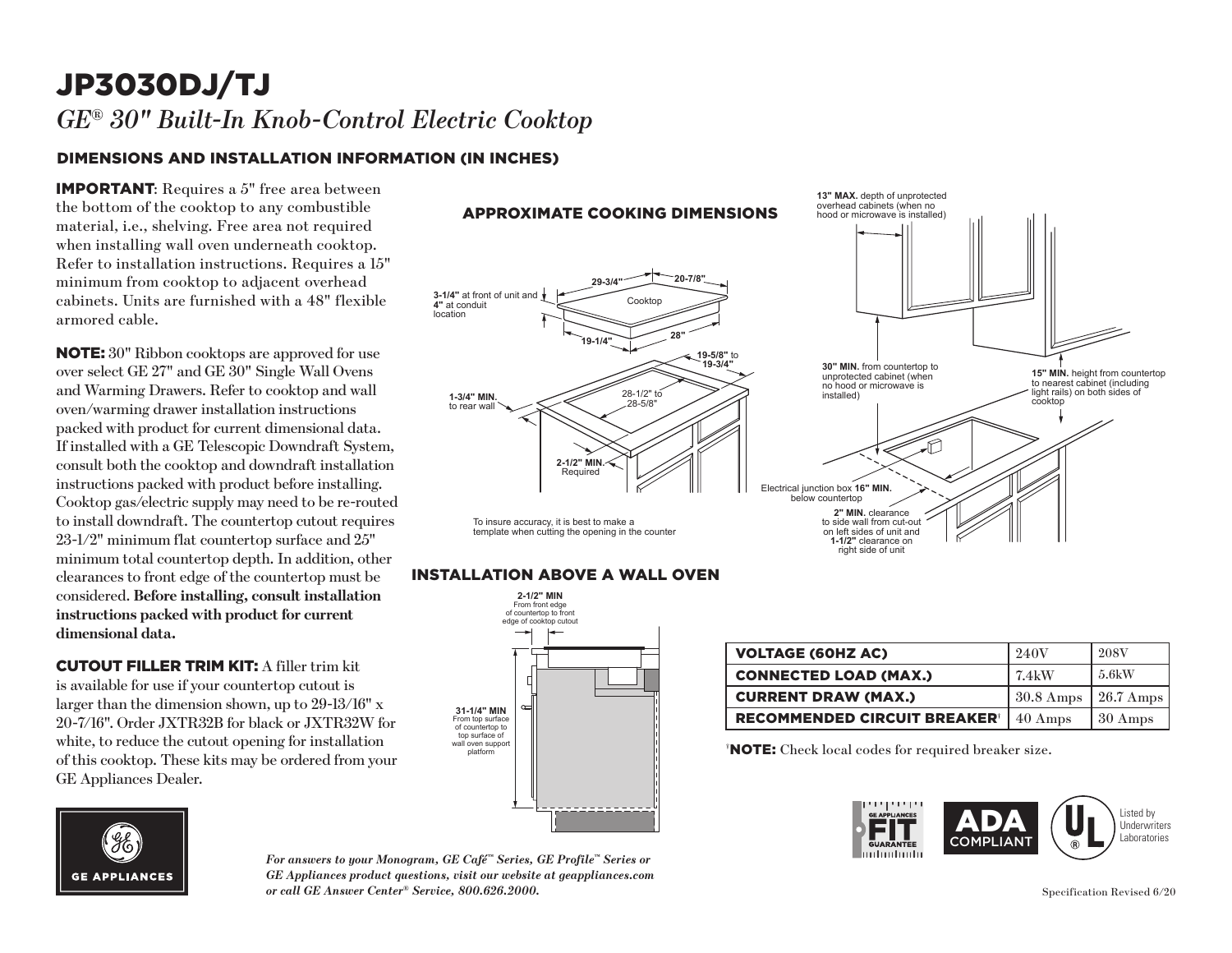# JP3030DJ/TJ

## *GE® 30" Built-In Knob-Control Electric Cooktop*

### DIMENSIONS AND INSTALLATION INFORMATION (IN INCHES)

**IMPORTANT**: Requires a 5" free area between the bottom of the cooktop to any combustible material, i.e., shelving. Free area not required when installing wall oven underneath cooktop. Refer to installation instructions. Requires a 15" minimum from cooktop to adjacent overhead cabinets. Units are furnished with a 48" flexible armored cable.

**NOTE:** 30" Ribbon cooktops are approved for use over select GE 27" and GE 30" Single Wall Ovens and Warming Drawers. Refer to cooktop and wall oven/warming drawer installation instructions packed with product for current dimensional data. If installed with a GE Telescopic Downdraft System, consult both the cooktop and downdraft installation instructions packed with product before installing. Cooktop gas/electric supply may need to be re-routed to install downdraft. The countertop cutout requires 23-1/2" minimum flat countertop surface and 25" minimum total countertop depth. In addition, other clearances to front edge of the countertop must be considered. **Before installing, consult installation instructions packed with product for current dimensional data.**

**CUTOUT FILLER TRIM KIT:** A filler trim kit is available for use if your countertop cutout is larger than the dimension shown, up to 29-13/16" x 20-7/16". Order JXTR32B for black or JXTR32W for white, to reduce the cutout opening for installation of this cooktop. These kits may be ordered from your GE Appliances Dealer.

### APPROXIMATE COOKING DIMENSIONS

**29-3/4"**
**20-7/8"**
**3-1/4"** at front of unit and **4"** at conduit location
Cooktop
**19-1/4"**
**28"**
**19-5/8"** to **19-3/4"**
28-1/2" to 28-5/8"
**1-3/4" MIN.** to rear wall
**2-1/2" MIN.** Required

To insure accuracy, it is best to make a template when cutting the opening in the counter

**13" MAX.** depth of unprotected overhead cabinets (when no hood or microwave is installed)
**30" MIN.** from countertop to unprotected cabinet (when no hood or microwave is installed)
**15" MIN.** height from countertop to nearest cabinet (including light rails) on both sides of cooktop
Electrical junction box **16" MIN.** below countertop
**2" MIN.** clearance to side wall from cut-out on left sides of unit and **1-1/2"** clearance on right side of unit

### INSTALLATION ABOVE A WALL OVEN

**2-1/2" MIN** From front edge of countertop to front edge of cooktop cutout

**31-1/4" MIN** From top surface of countertop to top surface of wall oven support platform

| VOLTAGE (60HZ AC) | 240V | 208V |
|---|---|---|
| CONNECTED LOAD (MAX.) | 7.4kW | 5.6kW |
| CURRENT DRAW (MAX.) | 30.8 Amps | 26.7 Amps |
| RECOMMENDED CIRCUIT BREAKER[†] | 40 Amps | 30 Amps |

[†]**NOTE:** Check local codes for required breaker size.

GE APPLIANCES FIT GUARANTEE

ADA COMPLIANT

Listed by Underwriters Laboratories

GE APPLIANCES

*For answers to your Monogram, GE Café™ Series, GE Profile™ Series or GE Appliances product questions, visit our website at geappliances.com or call GE Answer Center® Service, 800.626.2000.*

Specification Revised 6/20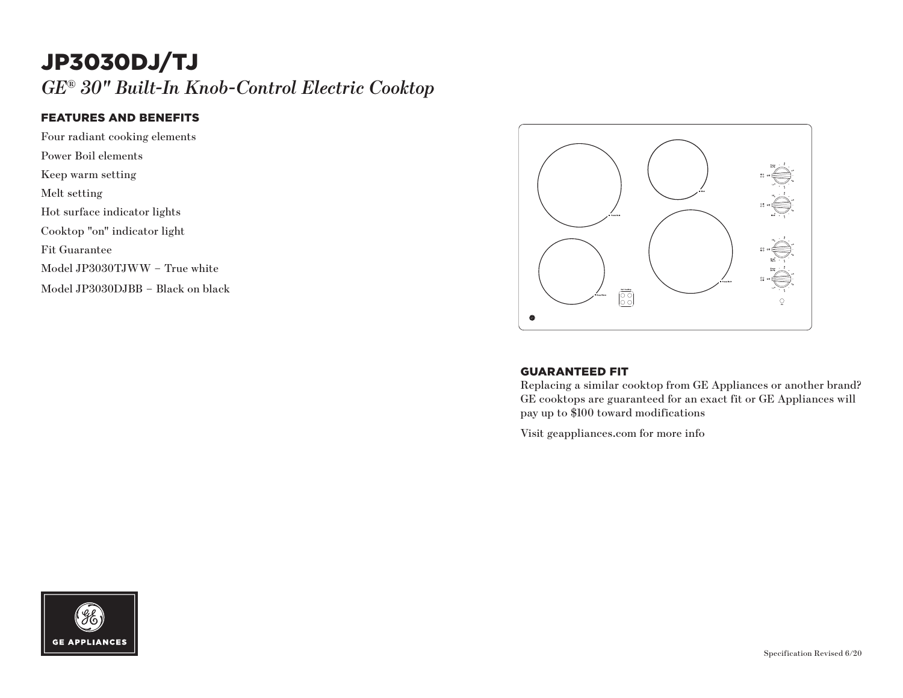# JP3030DJ/TJ

*GE® 30" Built-In Knob-Control Electric Cooktop*

## FEATURES AND BENEFITS

Four radiant cooking elements

Power Boil elements

Keep warm setting

Melt setting

Hot surface indicator lights

Cooktop "on" indicator light

Fit Guarantee

Model JP3030TJWW – True white

Model JP3030DJBB – Black on black

## GUARANTEED FIT

Replacing a similar cooktop from GE Appliances or another brand? GE cooktops are guaranteed for an exact fit or GE Appliances will pay up to $100 toward modifications

Visit geappliances.com for more info

GE APPLIANCES

Specification Revised 6/20